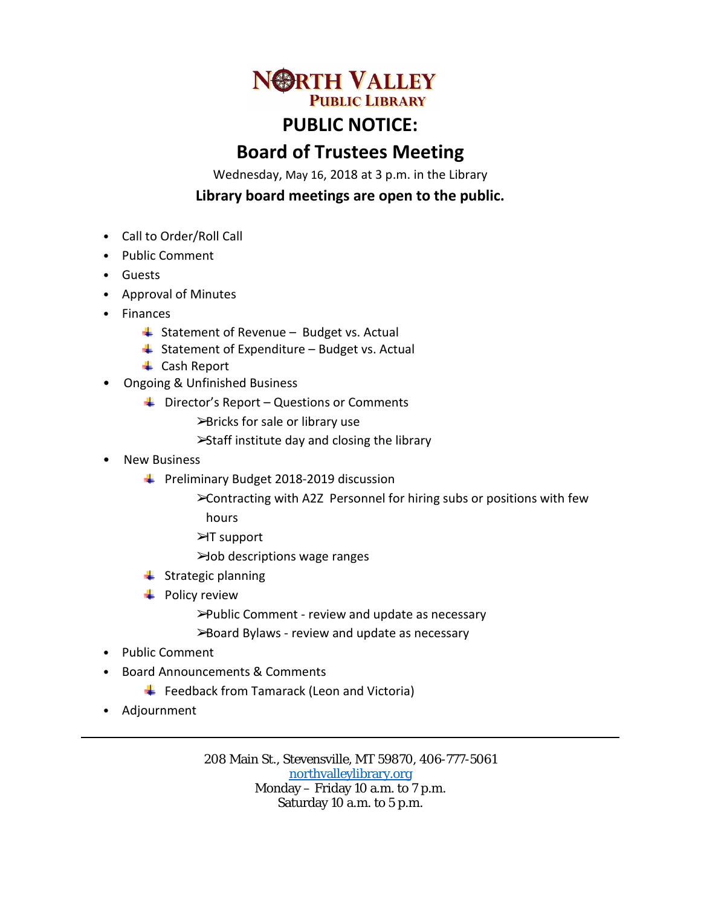# NORTH VALLEY PUBLIC LIBRARY

## PUBLIC NOTICE:

## Board of Trustees Meeting

Wednesday, May 16, 2018 at 3 p.m. in the Library

**Library board meetings are open to the public.**

- Call to Order/Roll Call
- Public Comment
- Guests
- Approval of Minutes
- Finances
  - Statement of Revenue – Budget vs. Actual
  - Statement of Expenditure – Budget vs. Actual
  - Cash Report
- Ongoing & Unfinished Business
  - Director's Report – Questions or Comments
    - Bricks for sale or library use
    - Staff institute day and closing the library
- New Business
  - Preliminary Budget 2018-2019 discussion
    - Contracting with A2Z Personnel for hiring subs or positions with few hours
    - IT support
    - Job descriptions wage ranges
  - Strategic planning
  - Policy review
    - Public Comment - review and update as necessary
    - Board Bylaws - review and update as necessary
- Public Comment
- Board Announcements & Comments
  - Feedback from Tamarack (Leon and Victoria)
- Adjournment

---

208 Main St., Stevensville, MT 59870, 406-777-5061
northvalleylibrary.org
Monday – Friday 10 a.m. to 7 p.m.
Saturday 10 a.m. to 5 p.m.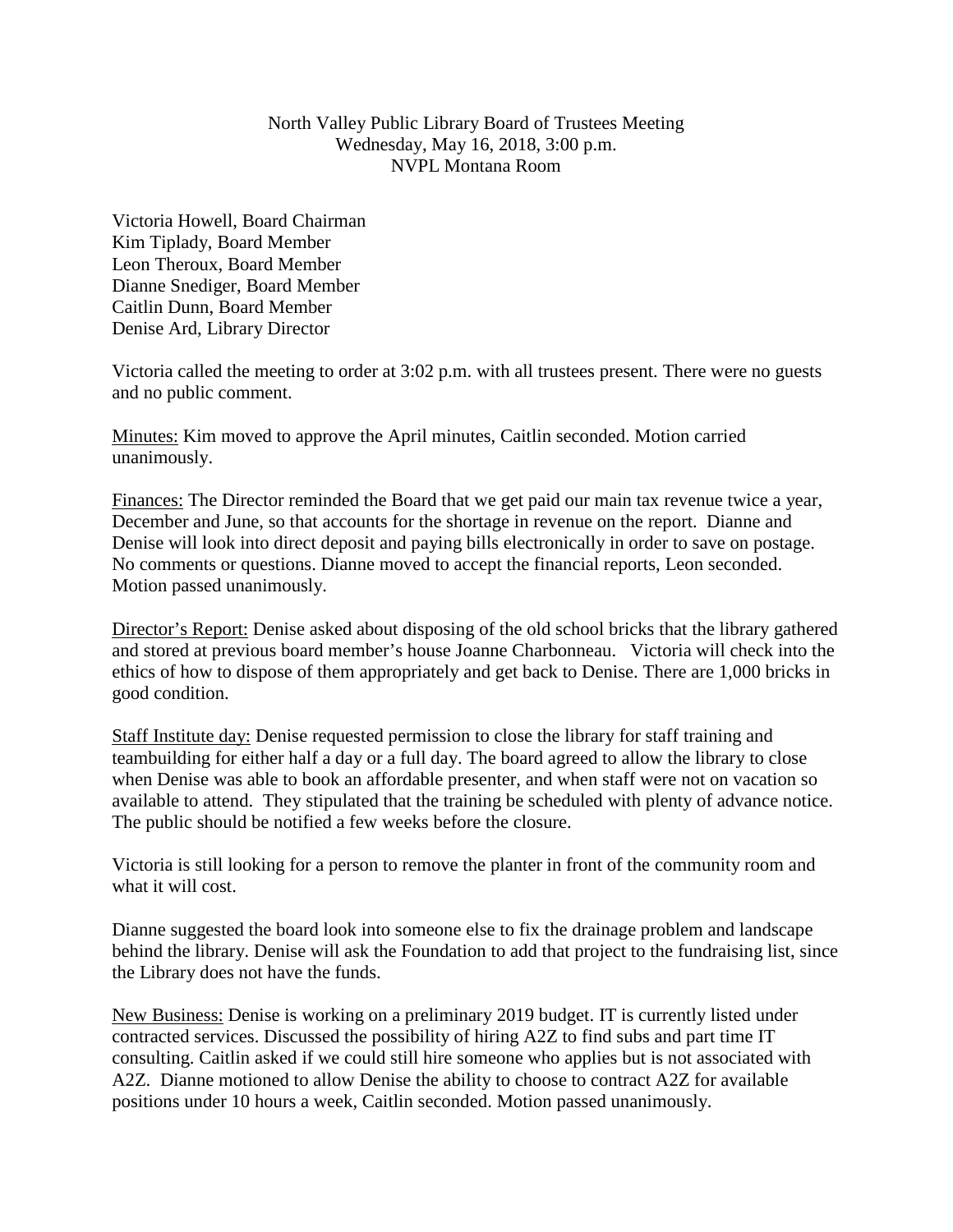North Valley Public Library Board of Trustees Meeting
Wednesday, May 16, 2018, 3:00 p.m.
NVPL Montana Room

Victoria Howell, Board Chairman
Kim Tiplady, Board Member
Leon Theroux, Board Member
Dianne Snediger, Board Member
Caitlin Dunn, Board Member
Denise Ard, Library Director

Victoria called the meeting to order at 3:02 p.m. with all trustees present. There were no guests and no public comment.

Minutes: Kim moved to approve the April minutes, Caitlin seconded. Motion carried unanimously.

Finances: The Director reminded the Board that we get paid our main tax revenue twice a year, December and June, so that accounts for the shortage in revenue on the report. Dianne and Denise will look into direct deposit and paying bills electronically in order to save on postage. No comments or questions. Dianne moved to accept the financial reports, Leon seconded. Motion passed unanimously.

Director's Report: Denise asked about disposing of the old school bricks that the library gathered and stored at previous board member's house Joanne Charbonneau. Victoria will check into the ethics of how to dispose of them appropriately and get back to Denise. There are 1,000 bricks in good condition.

Staff Institute day: Denise requested permission to close the library for staff training and teambuilding for either half a day or a full day. The board agreed to allow the library to close when Denise was able to book an affordable presenter, and when staff were not on vacation so available to attend. They stipulated that the training be scheduled with plenty of advance notice. The public should be notified a few weeks before the closure.

Victoria is still looking for a person to remove the planter in front of the community room and what it will cost.

Dianne suggested the board look into someone else to fix the drainage problem and landscape behind the library. Denise will ask the Foundation to add that project to the fundraising list, since the Library does not have the funds.

New Business: Denise is working on a preliminary 2019 budget. IT is currently listed under contracted services. Discussed the possibility of hiring A2Z to find subs and part time IT consulting. Caitlin asked if we could still hire someone who applies but is not associated with A2Z. Dianne motioned to allow Denise the ability to choose to contract A2Z for available positions under 10 hours a week, Caitlin seconded. Motion passed unanimously.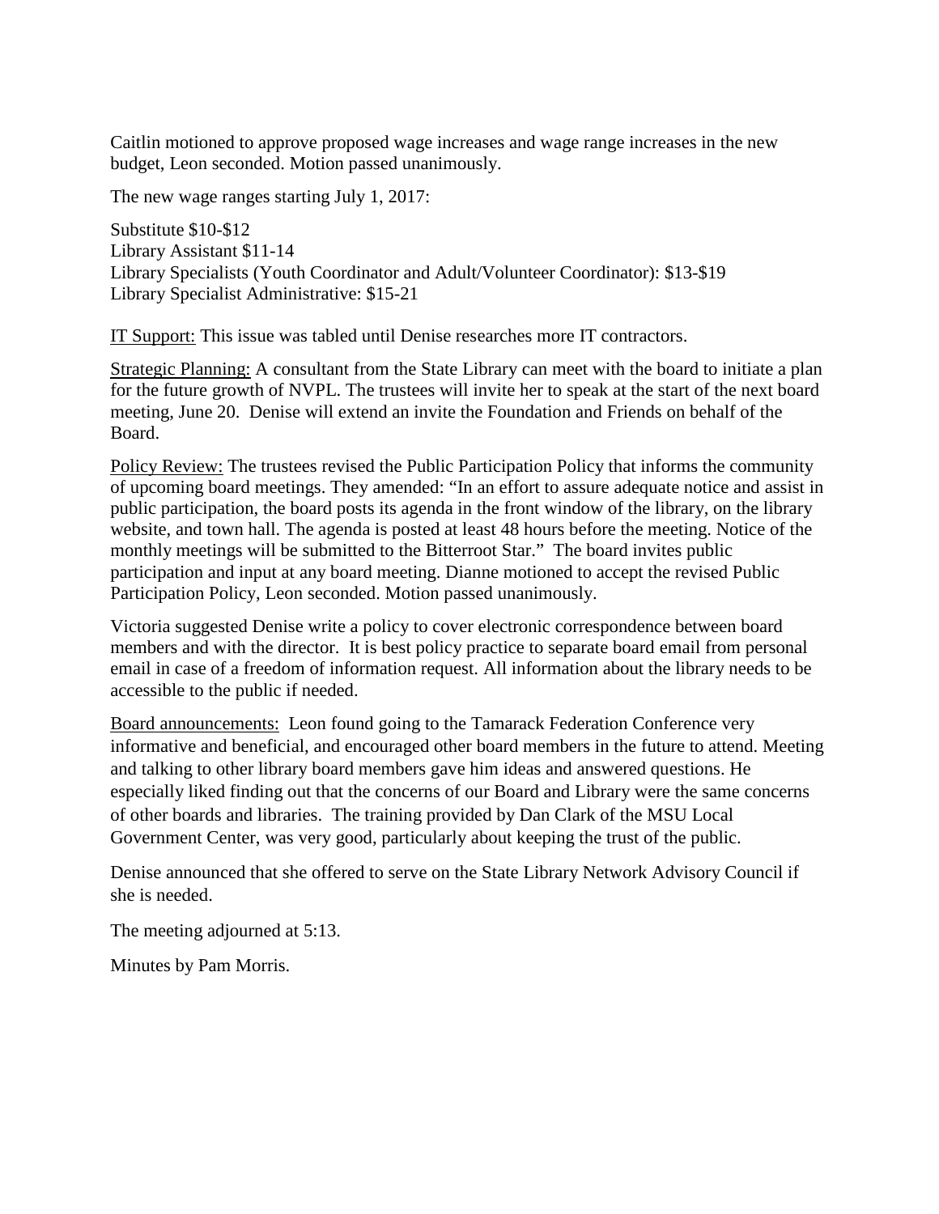Caitlin motioned to approve proposed wage increases and wage range increases in the new budget, Leon seconded. Motion passed unanimously.

The new wage ranges starting July 1, 2017:

Substitute $10-$12
Library Assistant $11-14
Library Specialists (Youth Coordinator and Adult/Volunteer Coordinator): $13-$19
Library Specialist Administrative: $15-21

<u>IT Support:</u> This issue was tabled until Denise researches more IT contractors.

<u>Strategic Planning:</u> A consultant from the State Library can meet with the board to initiate a plan for the future growth of NVPL. The trustees will invite her to speak at the start of the next board meeting, June 20. Denise will extend an invite the Foundation and Friends on behalf of the Board.

<u>Policy Review:</u> The trustees revised the Public Participation Policy that informs the community of upcoming board meetings. They amended: "In an effort to assure adequate notice and assist in public participation, the board posts its agenda in the front window of the library, on the library website, and town hall. The agenda is posted at least 48 hours before the meeting. Notice of the monthly meetings will be submitted to the Bitterroot Star." The board invites public participation and input at any board meeting. Dianne motioned to accept the revised Public Participation Policy, Leon seconded. Motion passed unanimously.

Victoria suggested Denise write a policy to cover electronic correspondence between board members and with the director. It is best policy practice to separate board email from personal email in case of a freedom of information request. All information about the library needs to be accessible to the public if needed.

<u>Board announcements:</u> Leon found going to the Tamarack Federation Conference very informative and beneficial, and encouraged other board members in the future to attend. Meeting and talking to other library board members gave him ideas and answered questions. He especially liked finding out that the concerns of our Board and Library were the same concerns of other boards and libraries. The training provided by Dan Clark of the MSU Local Government Center, was very good, particularly about keeping the trust of the public.

Denise announced that she offered to serve on the State Library Network Advisory Council if she is needed.

The meeting adjourned at 5:13.

Minutes by Pam Morris.